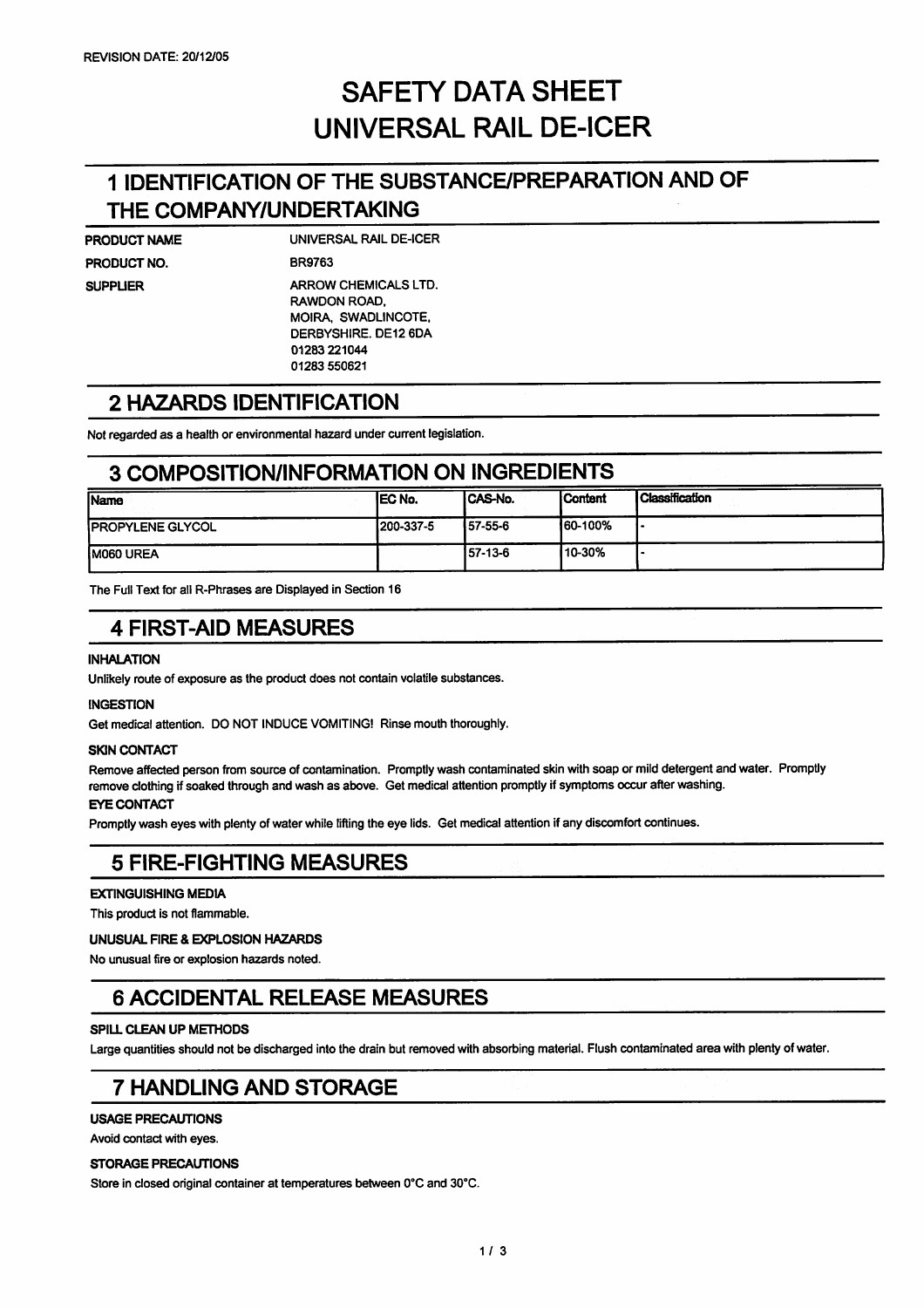REVISION DATE: 20/12/05

# SAFETY DATA SHEET
# UNIVERSAL RAIL DE-ICER

## 1 IDENTIFICATION OF THE SUBSTANCE/PREPARATION AND OF THE COMPANY/UNDERTAKING

**PRODUCT NAME** UNIVERSAL RAIL DE-ICER

**PRODUCT NO.** BR9763

**SUPPLIER** ARROW CHEMICALS LTD.
RAWDON ROAD,
MOIRA, SWADLINCOTE,
DERBYSHIRE. DE12 6DA
01283 221044
01283 550621

## 2 HAZARDS IDENTIFICATION

Not regarded as a health or environmental hazard under current legislation.

## 3 COMPOSITION/INFORMATION ON INGREDIENTS

| Name | EC No. | CAS-No. | Content | Classification |
|---|---|---|---|---|
| PROPYLENE GLYCOL | 200-337-5 | 57-55-6 | 60-100% | - |
| M060 UREA | | 57-13-6 | 10-30% | - |

The Full Text for all R-Phrases are Displayed in Section 16

## 4 FIRST-AID MEASURES

**INHALATION**

Unlikely route of exposure as the product does not contain volatile substances.

**INGESTION**

Get medical attention. DO NOT INDUCE VOMITING! Rinse mouth thoroughly.

**SKIN CONTACT**

Remove affected person from source of contamination. Promptly wash contaminated skin with soap or mild detergent and water. Promptly remove clothing if soaked through and wash as above. Get medical attention promptly if symptoms occur after washing.

**EYE CONTACT**

Promptly wash eyes with plenty of water while lifting the eye lids. Get medical attention if any discomfort continues.

## 5 FIRE-FIGHTING MEASURES

**EXTINGUISHING MEDIA**

This product is not flammable.

**UNUSUAL FIRE & EXPLOSION HAZARDS**

No unusual fire or explosion hazards noted.

## 6 ACCIDENTAL RELEASE MEASURES

**SPILL CLEAN UP METHODS**

Large quantities should not be discharged into the drain but removed with absorbing material. Flush contaminated area with plenty of water.

## 7 HANDLING AND STORAGE

**USAGE PRECAUTIONS**

Avoid contact with eyes.

**STORAGE PRECAUTIONS**

Store in closed original container at temperatures between 0°C and 30°C.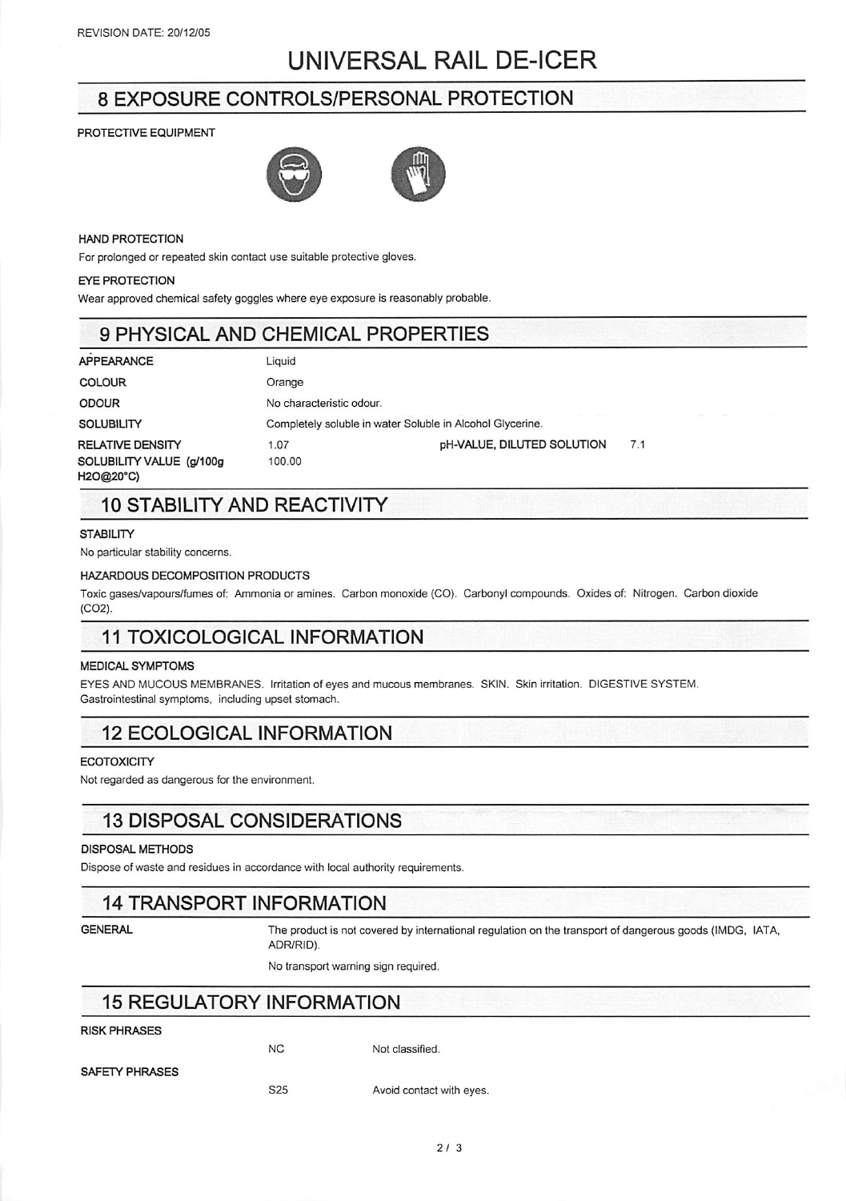REVISION DATE: 20/12/05

# UNIVERSAL RAIL DE-ICER

## 8 EXPOSURE CONTROLS/PERSONAL PROTECTION

**PROTECTIVE EQUIPMENT**

**HAND PROTECTION**

For prolonged or repeated skin contact use suitable protective gloves.

**EYE PROTECTION**

Wear approved chemical safety goggles where eye exposure is reasonably probable.

## 9 PHYSICAL AND CHEMICAL PROPERTIES

| | | | |
|---|---|---|---|
| **APPEARANCE** | Liquid | | |
| **COLOUR** | Orange | | |
| **ODOUR** | No characteristic odour. | | |
| **SOLUBILITY** | Completely soluble in water Soluble in Alcohol Glycerine. | | |
| **RELATIVE DENSITY** | 1.07 | **pH-VALUE, DILUTED SOLUTION** | 7.1 |
| **SOLUBILITY VALUE (g/100g H2O@20°C)** | 100.00 | | |

## 10 STABILITY AND REACTIVITY

**STABILITY**

No particular stability concerns.

**HAZARDOUS DECOMPOSITION PRODUCTS**

Toxic gases/vapours/fumes of: Ammonia or amines. Carbon monoxide (CO). Carbonyl compounds. Oxides of: Nitrogen. Carbon dioxide ($CO_2$).

## 11 TOXICOLOGICAL INFORMATION

**MEDICAL SYMPTOMS**

EYES AND MUCOUS MEMBRANES. Irritation of eyes and mucous membranes. SKIN. Skin irritation. DIGESTIVE SYSTEM. Gastrointestinal symptoms, including upset stomach.

## 12 ECOLOGICAL INFORMATION

**ECOTOXICITY**

Not regarded as dangerous for the environment.

## 13 DISPOSAL CONSIDERATIONS

**DISPOSAL METHODS**

Dispose of waste and residues in accordance with local authority requirements.

## 14 TRANSPORT INFORMATION

**GENERAL**

The product is not covered by international regulation on the transport of dangerous goods (IMDG, IATA, ADR/RID).

No transport warning sign required.

## 15 REGULATORY INFORMATION

| | | |
|---|---|---|
| **RISK PHRASES** | NC | Not classified. |
| **SAFETY PHRASES** | S25 | Avoid contact with eyes. |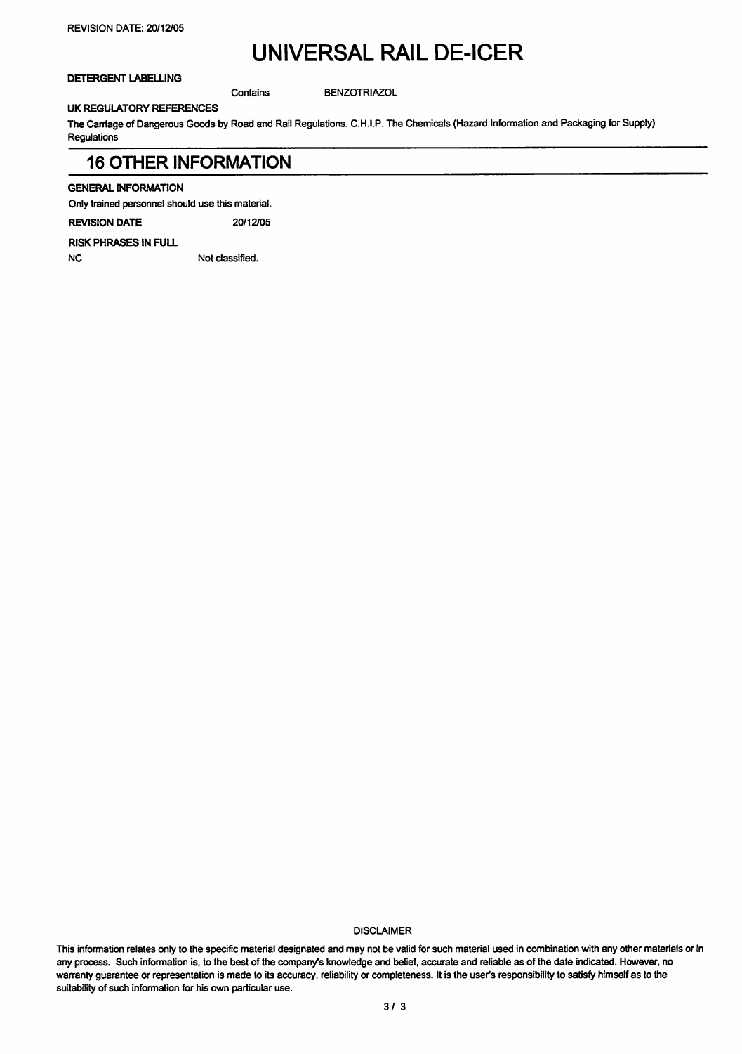# UNIVERSAL RAIL DE-ICER

**DETERGENT LABELLING**

Contains BENZOTRIAZOL

**UK REGULATORY REFERENCES**

The Carriage of Dangerous Goods by Road and Rail Regulations. C.H.I.P. The Chemicals (Hazard Information and Packaging for Supply) Regulations

## 16 OTHER INFORMATION

**GENERAL INFORMATION**

Only trained personnel should use this material.

**REVISION DATE** 20/12/05

**RISK PHRASES IN FULL**

NC Not classified.

DISCLAIMER

This information relates only to the specific material designated and may not be valid for such material used in combination with any other materials or in any process. Such information is, to the best of the company's knowledge and belief, accurate and reliable as of the date indicated. However, no warranty guarantee or representation is made to its accuracy, reliability or completeness. It is the user's responsibility to satisfy himself as to the suitability of such information for his own particular use.